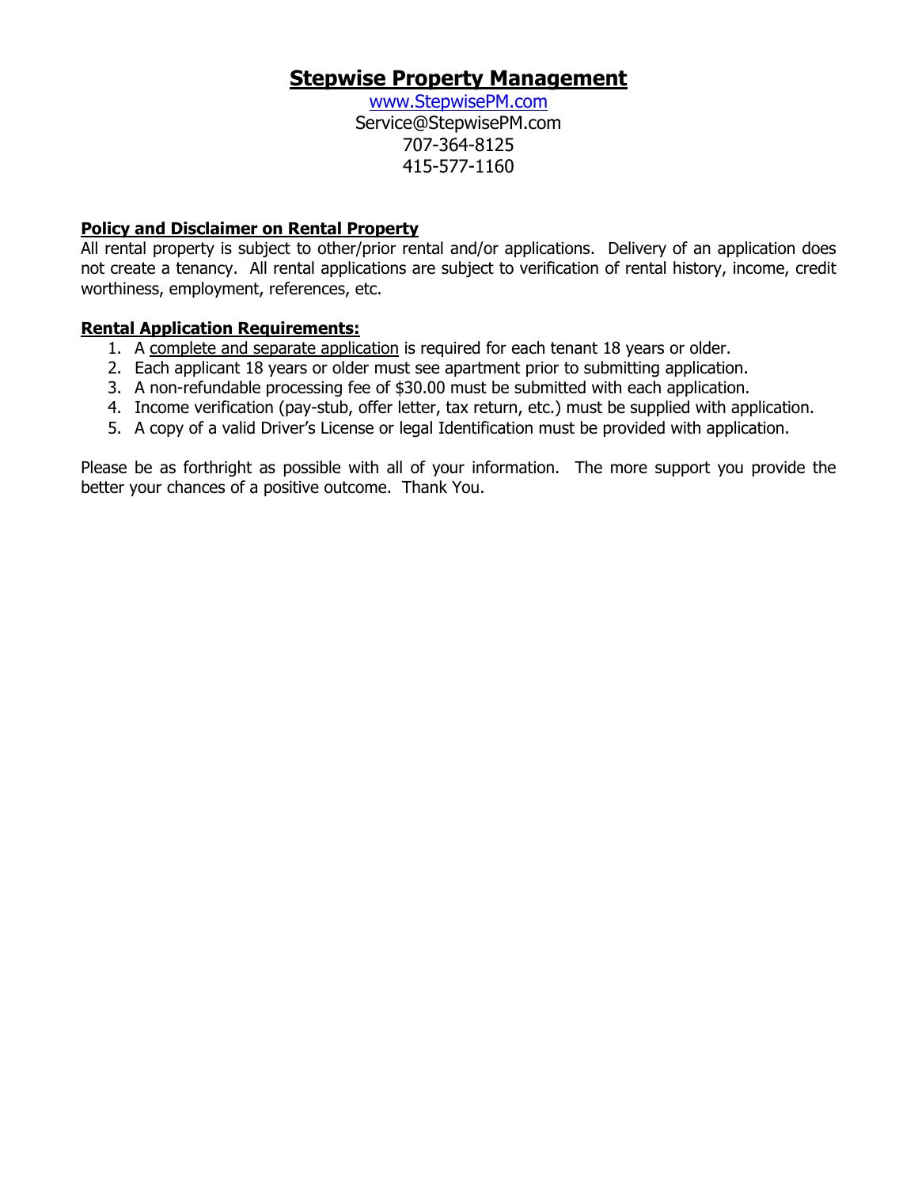# Stepwise Property Management

www.StepwisePM.com
Service@StepwisePM.com
707-364-8125
415-577-1160

**Policy and Disclaimer on Rental Property**

All rental property is subject to other/prior rental and/or applications. Delivery of an application does not create a tenancy. All rental applications are subject to verification of rental history, income, credit worthiness, employment, references, etc.

**Rental Application Requirements:**

1. A complete and separate application is required for each tenant 18 years or older.
2. Each applicant 18 years or older must see apartment prior to submitting application.
3. A non-refundable processing fee of $30.00 must be submitted with each application.
4. Income verification (pay-stub, offer letter, tax return, etc.) must be supplied with application.
5. A copy of a valid Driver's License or legal Identification must be provided with application.

Please be as forthright as possible with all of your information. The more support you provide the better your chances of a positive outcome. Thank You.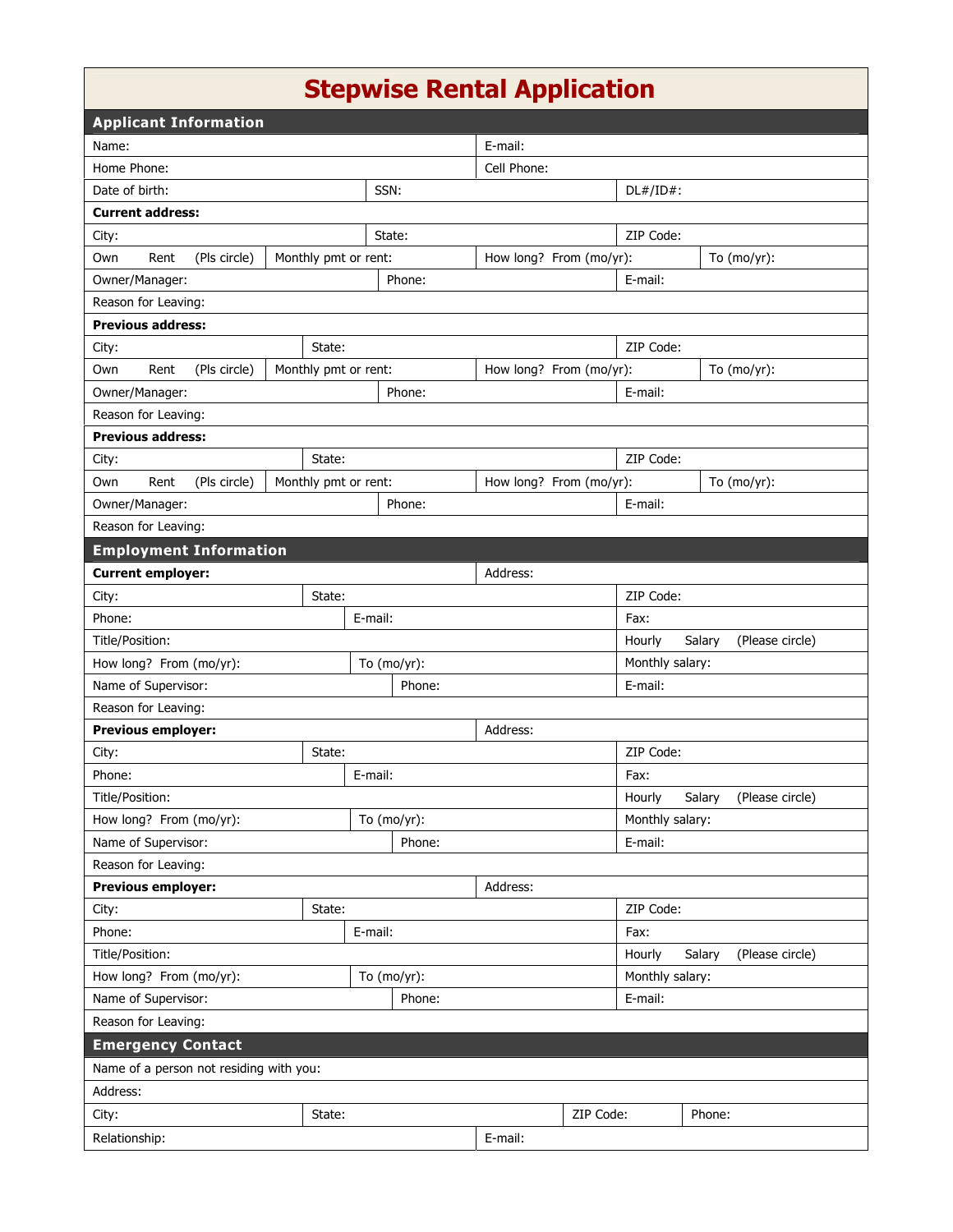# Stepwise Rental Application

## Applicant Information

| | | |
|---|---|---|
| Name: | E-mail: | |
| Home Phone: | Cell Phone: | |
| Date of birth: | SSN: | DL#/ID#: |

**Current address:**

| | | | |
|---|---|---|---|
| City: | State: | ZIP Code: | |
| Own Rent (Pls circle) | Monthly pmt or rent: | How long? From (mo/yr): | To (mo/yr): |
| Owner/Manager: | Phone: | E-mail: | |
| Reason for Leaving: | | | |

**Previous address:**

| | | | |
|---|---|---|---|
| City: | State: | ZIP Code: | |
| Own Rent (Pls circle) | Monthly pmt or rent: | How long? From (mo/yr): | To (mo/yr): |
| Owner/Manager: | Phone: | E-mail: | |
| Reason for Leaving: | | | |

**Previous address:**

| | | | |
|---|---|---|---|
| City: | State: | ZIP Code: | |
| Own Rent (Pls circle) | Monthly pmt or rent: | How long? From (mo/yr): | To (mo/yr): |
| Owner/Manager: | Phone: | E-mail: | |
| Reason for Leaving: | | | |

## Employment Information

| | | |
|---|---|---|
| **Current employer:** | Address: | |
| City: | State: | ZIP Code: |
| Phone: | E-mail: | Fax: |
| Title/Position: | | Hourly Salary (Please circle) |
| How long? From (mo/yr): | To (mo/yr): | Monthly salary: |
| Name of Supervisor: | Phone: | E-mail: |
| Reason for Leaving: | | |

| | | |
|---|---|---|
| **Previous employer:** | Address: | |
| City: | State: | ZIP Code: |
| Phone: | E-mail: | Fax: |
| Title/Position: | | Hourly Salary (Please circle) |
| How long? From (mo/yr): | To (mo/yr): | Monthly salary: |
| Name of Supervisor: | Phone: | E-mail: |
| Reason for Leaving: | | |

| | | |
|---|---|---|
| **Previous employer:** | Address: | |
| City: | State: | ZIP Code: |
| Phone: | E-mail: | Fax: |
| Title/Position: | | Hourly Salary (Please circle) |
| How long? From (mo/yr): | To (mo/yr): | Monthly salary: |
| Name of Supervisor: | Phone: | E-mail: |
| Reason for Leaving: | | |

## Emergency Contact

| | | | |
|---|---|---|---|
| Name of a person not residing with you: | | | |
| Address: | | | |
| City: | State: | ZIP Code: | Phone: |
| Relationship: | E-mail: | | |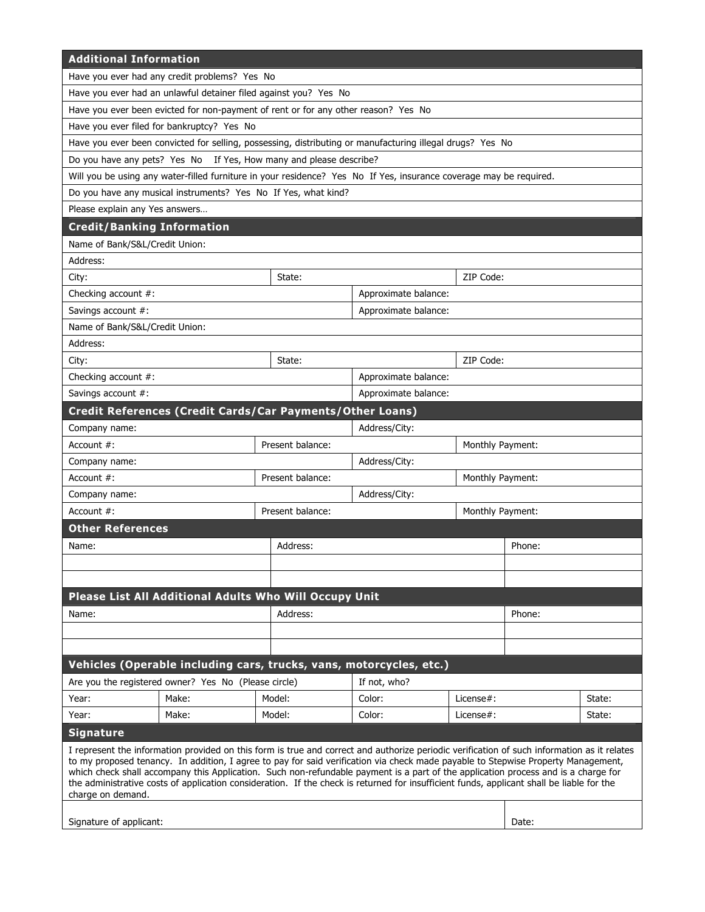## Additional Information

Have you ever had any credit problems? Yes No

Have you ever had an unlawful detainer filed against you? Yes No

Have you ever been evicted for non-payment of rent or for any other reason? Yes No

Have you ever filed for bankruptcy? Yes No

Have you ever been convicted for selling, possessing, distributing or manufacturing illegal drugs? Yes No

Do you have any pets? Yes No If Yes, How many and please describe?

Will you be using any water-filled furniture in your residence? Yes No If Yes, insurance coverage may be required.

Do you have any musical instruments? Yes No If Yes, what kind?

Please explain any Yes answers…

## Credit/Banking Information

| | | |
|---|---|---|
| Name of Bank/S&L/Credit Union: | | |
| Address: | | |
| City: | State: | ZIP Code: |
| Checking account #: | Approximate balance: | |
| Savings account #: | Approximate balance: | |
| Name of Bank/S&L/Credit Union: | | |
| Address: | | |
| City: | State: | ZIP Code: |
| Checking account #: | Approximate balance: | |
| Savings account #: | Approximate balance: | |

## Credit References (Credit Cards/Car Payments/Other Loans)

| | | |
|---|---|---|
| Company name: | Address/City: | |
| Account #: | Present balance: | Monthly Payment: |
| Company name: | Address/City: | |
| Account #: | Present balance: | Monthly Payment: |
| Company name: | Address/City: | |
| Account #: | Present balance: | Monthly Payment: |

## Other References

| Name: | Address: | Phone: |
|---|---|---|
| | | |
| | | |

## Please List All Additional Adults Who Will Occupy Unit

| Name: | Address: | Phone: |
|---|---|---|
| | | |
| | | |

## Vehicles (Operable including cars, trucks, vans, motorcycles, etc.)

Are you the registered owner? Yes No (Please circle) If not, who?

| | | | | | |
|---|---|---|---|---|---|
| Year: | Make: | Model: | Color: | License#: | State: |
| Year: | Make: | Model: | Color: | License#: | State: |

## Signature

I represent the information provided on this form is true and correct and authorize periodic verification of such information as it relates to my proposed tenancy. In addition, I agree to pay for said verification via check made payable to Stepwise Property Management, which check shall accompany this Application. Such non-refundable payment is a part of the application process and is a charge for the administrative costs of application consideration. If the check is returned for insufficient funds, applicant shall be liable for the charge on demand.

| | |
|---|---|
| Signature of applicant: | Date: |